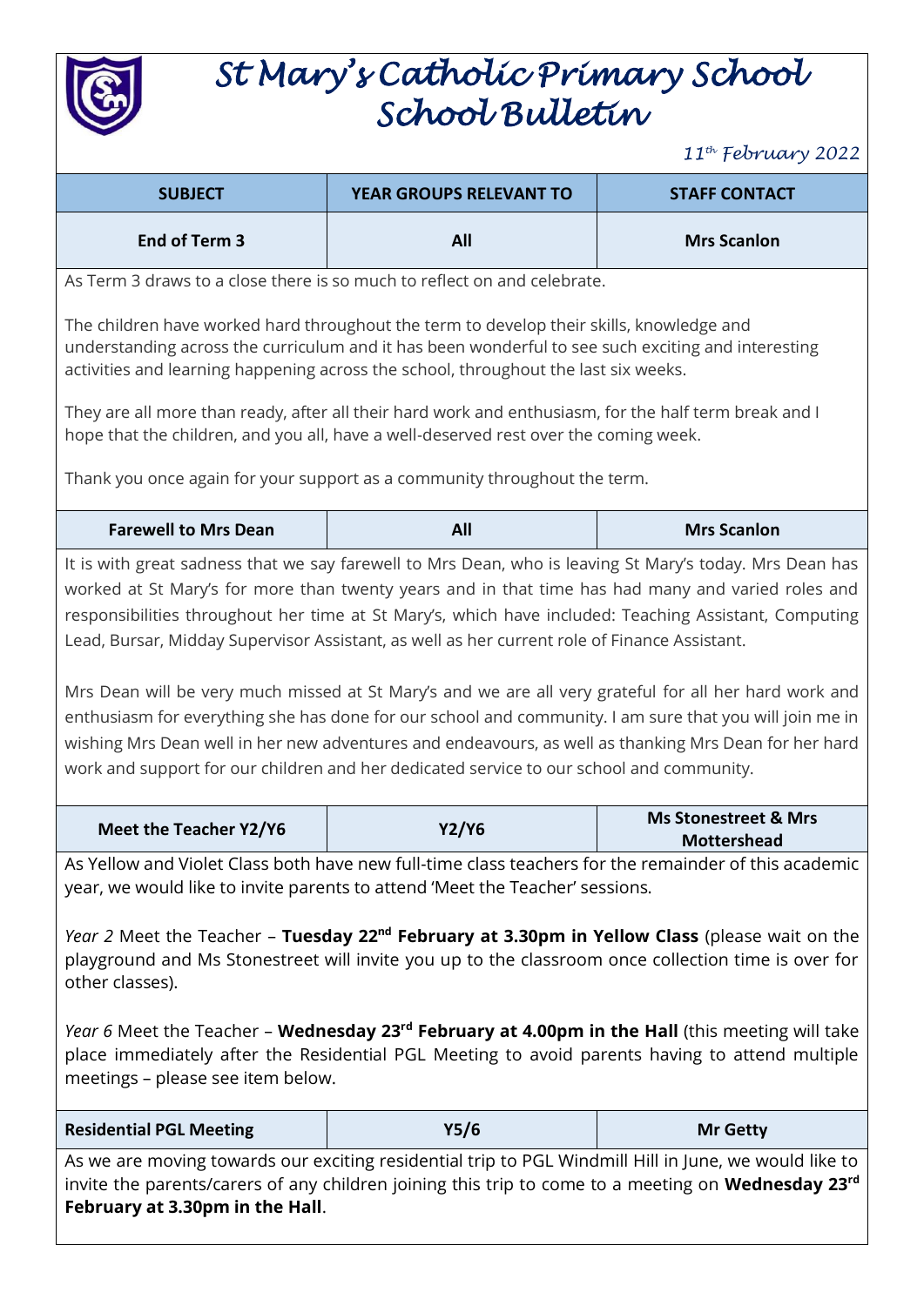# St Mary's Catholic Primary School
# School Bulletin

*11th February 2022*

| SUBJECT | YEAR GROUPS RELEVANT TO | STAFF CONTACT |
|---|---|---|
| **End of Term 3** | **All** | **Mrs Scanlon** |

As Term 3 draws to a close there is so much to reflect on and celebrate.

The children have worked hard throughout the term to develop their skills, knowledge and understanding across the curriculum and it has been wonderful to see such exciting and interesting activities and learning happening across the school, throughout the last six weeks.

They are all more than ready, after all their hard work and enthusiasm, for the half term break and I hope that the children, and you all, have a well-deserved rest over the coming week.

Thank you once again for your support as a community throughout the term.

| SUBJECT | YEAR GROUPS RELEVANT TO | STAFF CONTACT |
|---|---|---|
| **Farewell to Mrs Dean** | **All** | **Mrs Scanlon** |

It is with great sadness that we say farewell to Mrs Dean, who is leaving St Mary's today. Mrs Dean has worked at St Mary's for more than twenty years and in that time has had many and varied roles and responsibilities throughout her time at St Mary's, which have included: Teaching Assistant, Computing Lead, Bursar, Midday Supervisor Assistant, as well as her current role of Finance Assistant.

Mrs Dean will be very much missed at St Mary's and we are all very grateful for all her hard work and enthusiasm for everything she has done for our school and community. I am sure that you will join me in wishing Mrs Dean well in her new adventures and endeavours, as well as thanking Mrs Dean for her hard work and support for our children and her dedicated service to our school and community.

| SUBJECT | YEAR GROUPS RELEVANT TO | STAFF CONTACT |
|---|---|---|
| **Meet the Teacher Y2/Y6** | **Y2/Y6** | **Ms Stonestreet & Mrs Mottershead** |

As Yellow and Violet Class both have new full-time class teachers for the remainder of this academic year, we would like to invite parents to attend 'Meet the Teacher' sessions.

*Year 2* Meet the Teacher – **Tuesday 22nd February at 3.30pm in Yellow Class** (please wait on the playground and Ms Stonestreet will invite you up to the classroom once collection time is over for other classes).

*Year 6* Meet the Teacher – **Wednesday 23rd February at 4.00pm in the Hall** (this meeting will take place immediately after the Residential PGL Meeting to avoid parents having to attend multiple meetings – please see item below.

| SUBJECT | YEAR GROUPS RELEVANT TO | STAFF CONTACT |
|---|---|---|
| **Residential PGL Meeting** | **Y5/6** | **Mr Getty** |

As we are moving towards our exciting residential trip to PGL Windmill Hill in June, we would like to invite the parents/carers of any children joining this trip to come to a meeting on **Wednesday 23rd February at 3.30pm in the Hall**.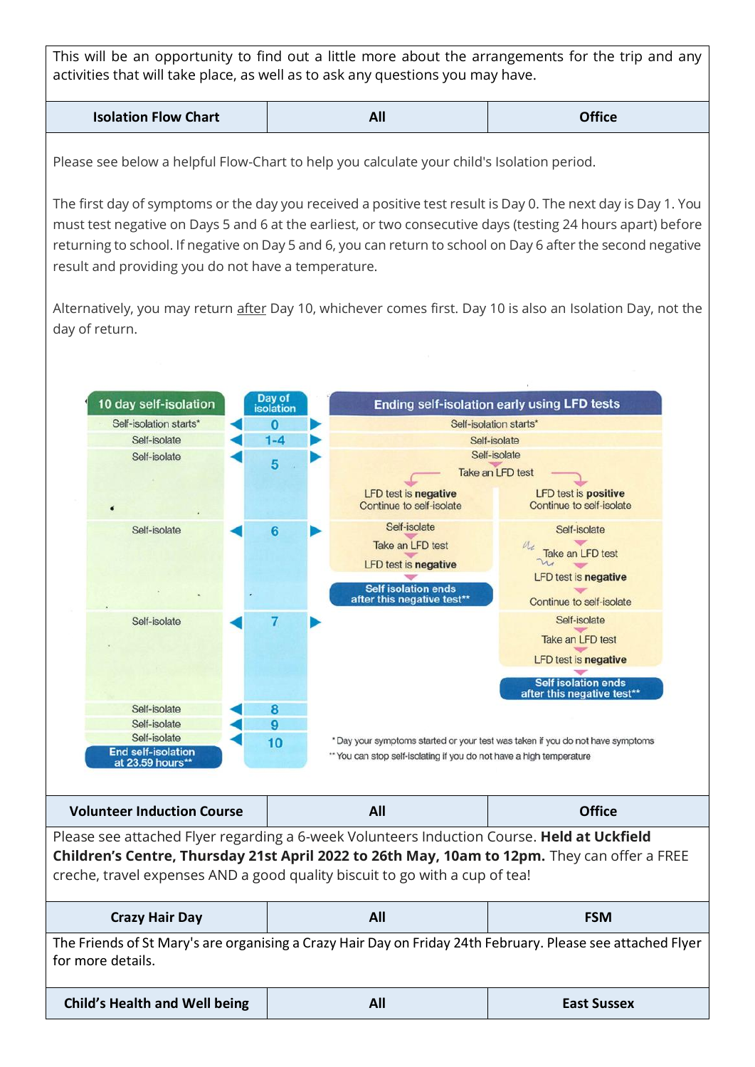This will be an opportunity to find out a little more about the arrangements for the trip and any activities that will take place, as well as to ask any questions you may have.

| Isolation Flow Chart | All | Office |
|---|---|---|

Please see below a helpful Flow-Chart to help you calculate your child's Isolation period.

The first day of symptoms or the day you received a positive test result is Day 0. The next day is Day 1. You must test negative on Days 5 and 6 at the earliest, or two consecutive days (testing 24 hours apart) before returning to school. If negative on Day 5 and 6, you can return to school on Day 6 after the second negative result and providing you do not have a temperature.

Alternatively, you may return after Day 10, whichever comes first. Day 10 is also an Isolation Day, not the day of return.

| 10 day self-isolation | Day of isolation | Ending self-isolation early using LFD tests | |
|---|---|---|---|
| Self-isolation starts* | 0 | Self-isolation starts* | |
| Self-isolate | 1-4 | Self-isolate | |
| Self-isolate | 5 | Self-isolate<br>Take an LFD test | |
| | | LFD test is **negative**<br>Continue to self-isolate | LFD test is **positive**<br>Continue to self-isolate |
| Self-isolate | 6 | Self-isolate<br>Take an LFD test<br>LFD test is **negative**<br>**Self isolation ends after this negative test**** | Self-isolate<br>Take an LFD test<br>LFD test is **negative**<br>Continue to self-isolate |
| Self-isolate | 7 | | Self-isolate<br>Take an LFD test<br>LFD test is **negative**<br>**Self isolation ends after this negative test**** |
| Self-isolate | 8 | | |
| Self-isolate | 9 | | |
| Self-isolate<br>**End self-isolation at 23.59 hours**** | 10 | | |

\* Day your symptoms started or your test was taken if you do not have symptoms
** You can stop self-isolating if you do not have a high temperature

| Volunteer Induction Course | All | Office |
|---|---|---|

Please see attached Flyer regarding a 6-week Volunteers Induction Course. **Held at Uckfield Children's Centre, Thursday 21st April 2022 to 26th May, 10am to 12pm.** They can offer a FREE creche, travel expenses AND a good quality biscuit to go with a cup of tea!

| Crazy Hair Day | All | FSM |
|---|---|---|

The Friends of St Mary's are organising a Crazy Hair Day on Friday 24th February. Please see attached Flyer for more details.

| Child's Health and Well being | All | East Sussex |
|---|---|---|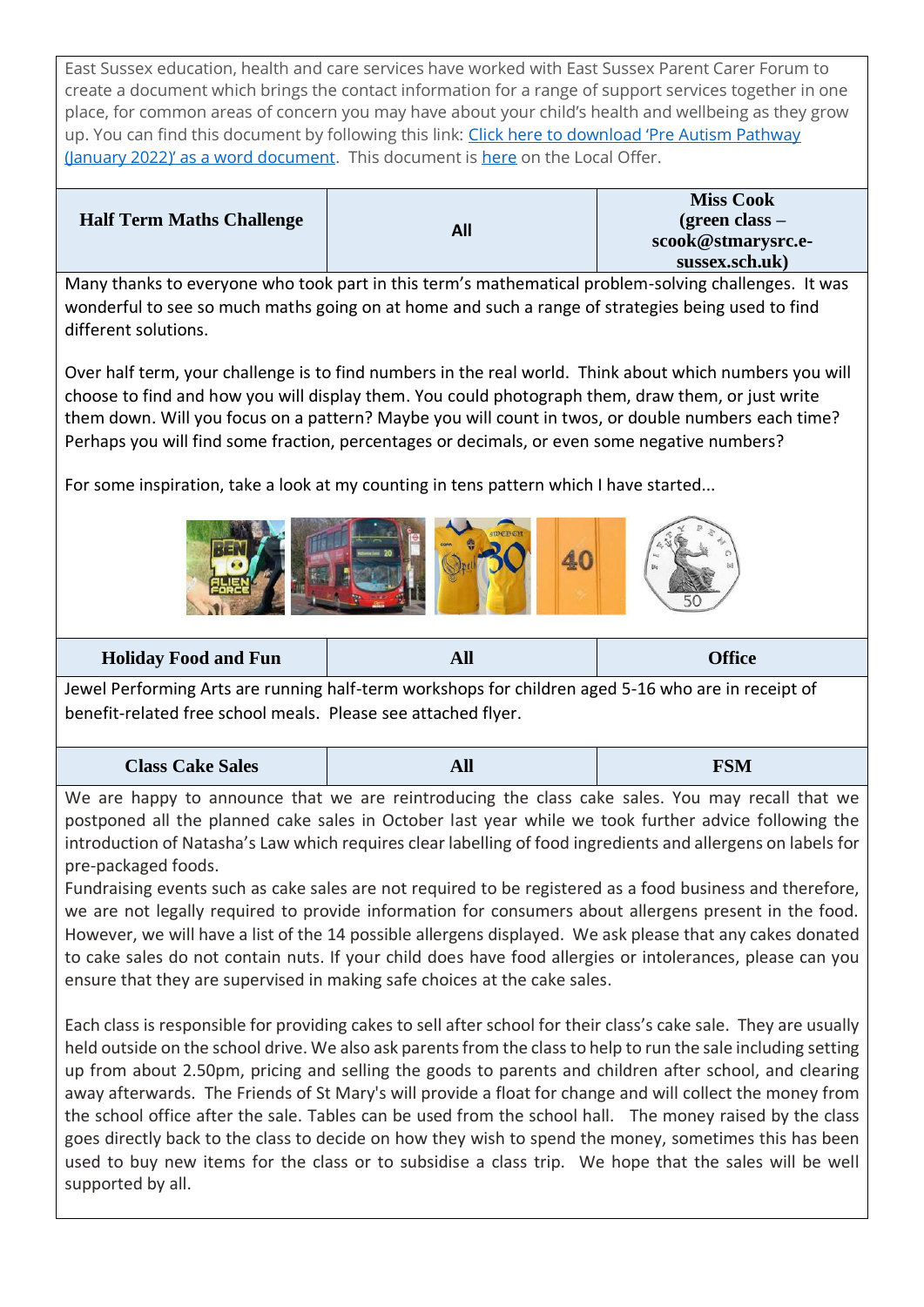East Sussex education, health and care services have worked with East Sussex Parent Carer Forum to create a document which brings the contact information for a range of support services together in one place, for common areas of concern you may have about your child's health and wellbeing as they grow up. You can find this document by following this link: Click here to download 'Pre Autism Pathway (January 2022)' as a word document. This document is here on the Local Offer.

| Half Term Maths Challenge | All | Miss Cook (green class – scook@stmarysrc.e-sussex.sch.uk) |
|---|---|---|

Many thanks to everyone who took part in this term's mathematical problem-solving challenges. It was wonderful to see so much maths going on at home and such a range of strategies being used to find different solutions.

Over half term, your challenge is to find numbers in the real world. Think about which numbers you will choose to find and how you will display them. You could photograph them, draw them, or just write them down. Will you focus on a pattern? Maybe you will count in twos, or double numbers each time? Perhaps you will find some fraction, percentages or decimals, or even some negative numbers?

For some inspiration, take a look at my counting in tens pattern which I have started...

| Holiday Food and Fun | All | Office |
|---|---|---|

Jewel Performing Arts are running half-term workshops for children aged 5-16 who are in receipt of benefit-related free school meals. Please see attached flyer.

| Class Cake Sales | All | FSM |
|---|---|---|

We are happy to announce that we are reintroducing the class cake sales. You may recall that we postponed all the planned cake sales in October last year while we took further advice following the introduction of Natasha's Law which requires clear labelling of food ingredients and allergens on labels for pre-packaged foods.

Fundraising events such as cake sales are not required to be registered as a food business and therefore, we are not legally required to provide information for consumers about allergens present in the food. However, we will have a list of the 14 possible allergens displayed. We ask please that any cakes donated to cake sales do not contain nuts. If your child does have food allergies or intolerances, please can you ensure that they are supervised in making safe choices at the cake sales.

Each class is responsible for providing cakes to sell after school for their class's cake sale. They are usually held outside on the school drive. We also ask parents from the class to help to run the sale including setting up from about 2.50pm, pricing and selling the goods to parents and children after school, and clearing away afterwards. The Friends of St Mary's will provide a float for change and will collect the money from the school office after the sale. Tables can be used from the school hall. The money raised by the class goes directly back to the class to decide on how they wish to spend the money, sometimes this has been used to buy new items for the class or to subsidise a class trip. We hope that the sales will be well supported by all.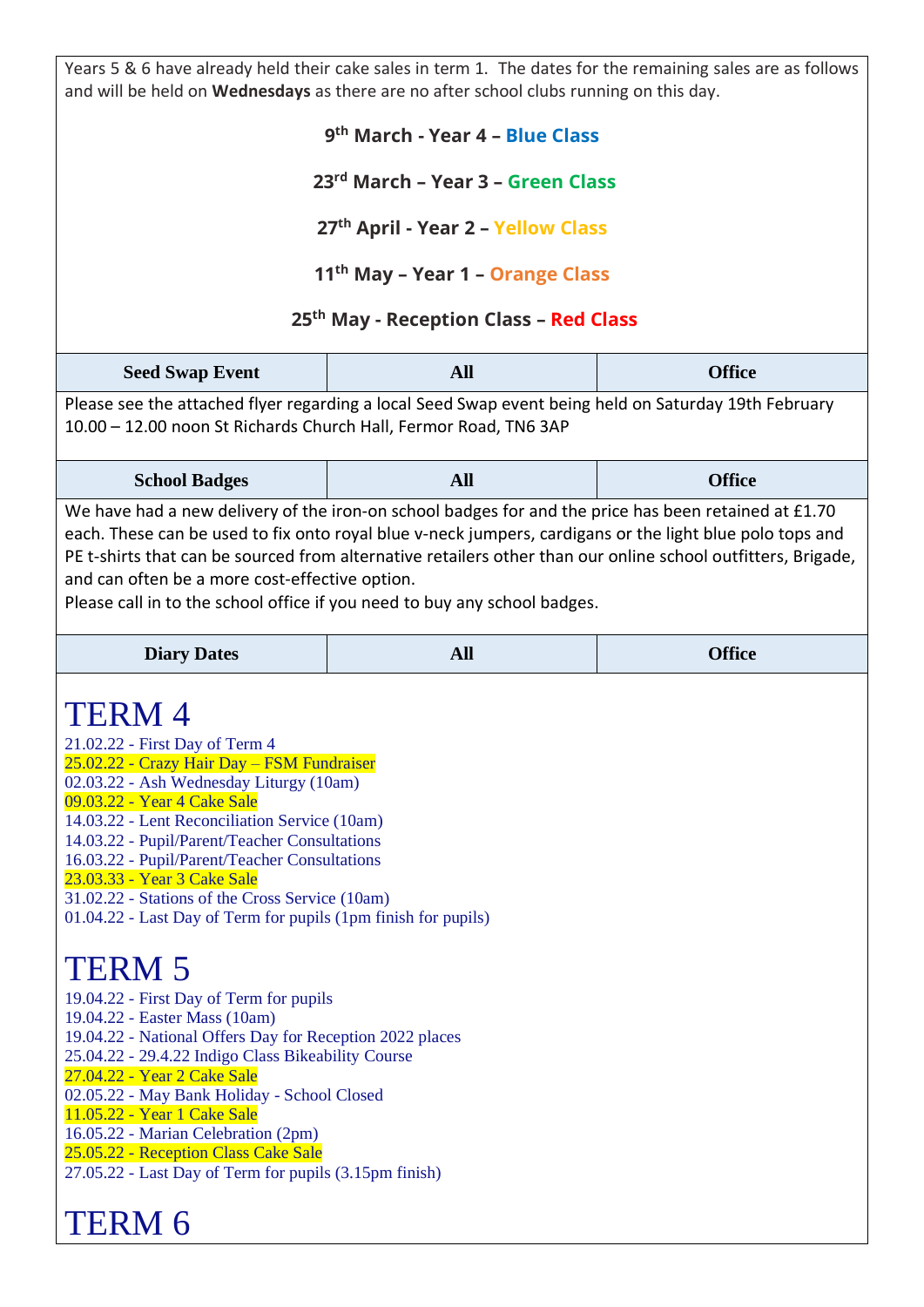Years 5 & 6 have already held their cake sales in term 1. The dates for the remaining sales are as follows and will be held on **Wednesdays** as there are no after school clubs running on this day.

**9th March - Year 4 – Blue Class**

**23rd March – Year 3 – Green Class**

**27th April - Year 2 – Yellow Class**

**11th May – Year 1 – Orange Class**

**25th May - Reception Class – Red Class**

| Seed Swap Event | All | Office |
|---|---|---|

Please see the attached flyer regarding a local Seed Swap event being held on Saturday 19th February 10.00 – 12.00 noon St Richards Church Hall, Fermor Road, TN6 3AP

| School Badges | All | Office |
|---|---|---|

We have had a new delivery of the iron-on school badges for and the price has been retained at £1.70 each. These can be used to fix onto royal blue v-neck jumpers, cardigans or the light blue polo tops and PE t-shirts that can be sourced from alternative retailers other than our online school outfitters, Brigade, and can often be a more cost-effective option.
Please call in to the school office if you need to buy any school badges.

| Diary Dates | All | Office |
|---|---|---|

# TERM 4

21.02.22 - First Day of Term 4
25.02.22 - Crazy Hair Day – FSM Fundraiser
02.03.22 - Ash Wednesday Liturgy (10am)
09.03.22 - Year 4 Cake Sale
14.03.22 - Lent Reconciliation Service (10am)
14.03.22 - Pupil/Parent/Teacher Consultations
16.03.22 - Pupil/Parent/Teacher Consultations
23.03.33 - Year 3 Cake Sale
31.02.22 - Stations of the Cross Service (10am)
01.04.22 - Last Day of Term for pupils (1pm finish for pupils)

# TERM 5

19.04.22 - First Day of Term for pupils
19.04.22 - Easter Mass (10am)
19.04.22 - National Offers Day for Reception 2022 places
25.04.22 - 29.4.22 Indigo Class Bikeability Course
27.04.22 - Year 2 Cake Sale
02.05.22 - May Bank Holiday - School Closed
11.05.22 - Year 1 Cake Sale
16.05.22 - Marian Celebration (2pm)
25.05.22 - Reception Class Cake Sale
27.05.22 - Last Day of Term for pupils (3.15pm finish)

# TERM 6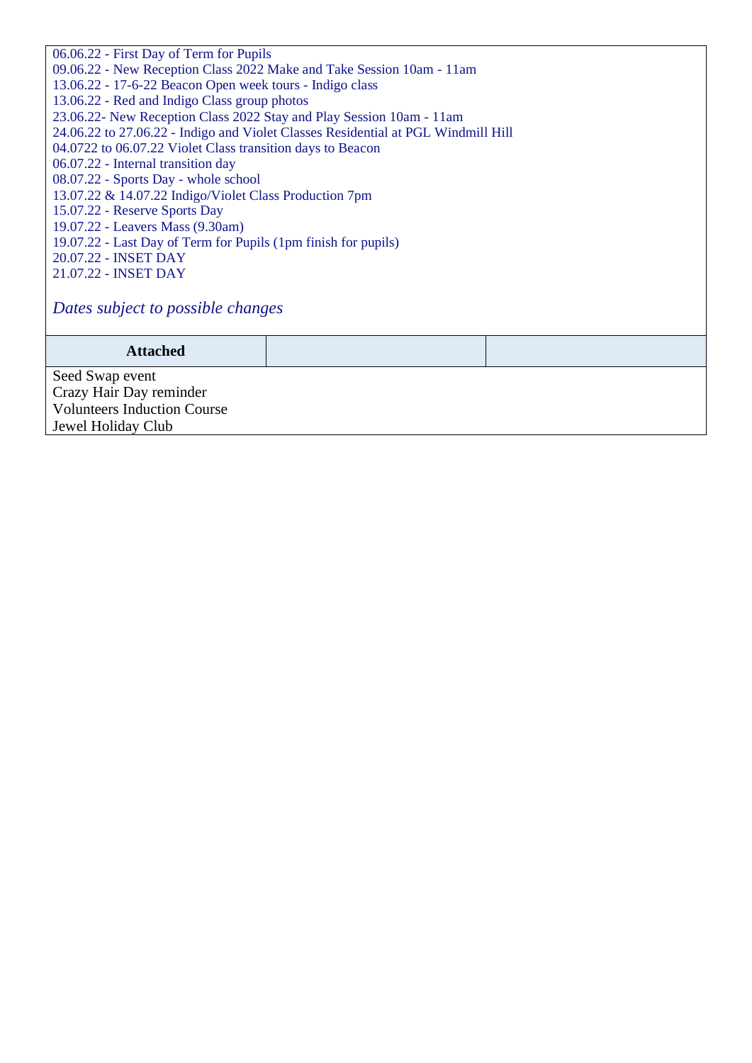06.06.22 - First Day of Term for Pupils
09.06.22 - New Reception Class 2022 Make and Take Session 10am - 11am
13.06.22 - 17-6-22 Beacon Open week tours - Indigo class
13.06.22 - Red and Indigo Class group photos
23.06.22- New Reception Class 2022 Stay and Play Session 10am - 11am
24.06.22 to 27.06.22 - Indigo and Violet Classes Residential at PGL Windmill Hill
04.0722 to 06.07.22 Violet Class transition days to Beacon
06.07.22 - Internal transition day
08.07.22 - Sports Day - whole school
13.07.22 & 14.07.22 Indigo/Violet Class Production 7pm
15.07.22 - Reserve Sports Day
19.07.22 - Leavers Mass (9.30am)
19.07.22 - Last Day of Term for Pupils (1pm finish for pupils)
20.07.22 - INSET DAY
21.07.22 - INSET DAY

*Dates subject to possible changes*

| **Attached** | | |
|---|---|---|

Seed Swap event
Crazy Hair Day reminder
Volunteers Induction Course
Jewel Holiday Club